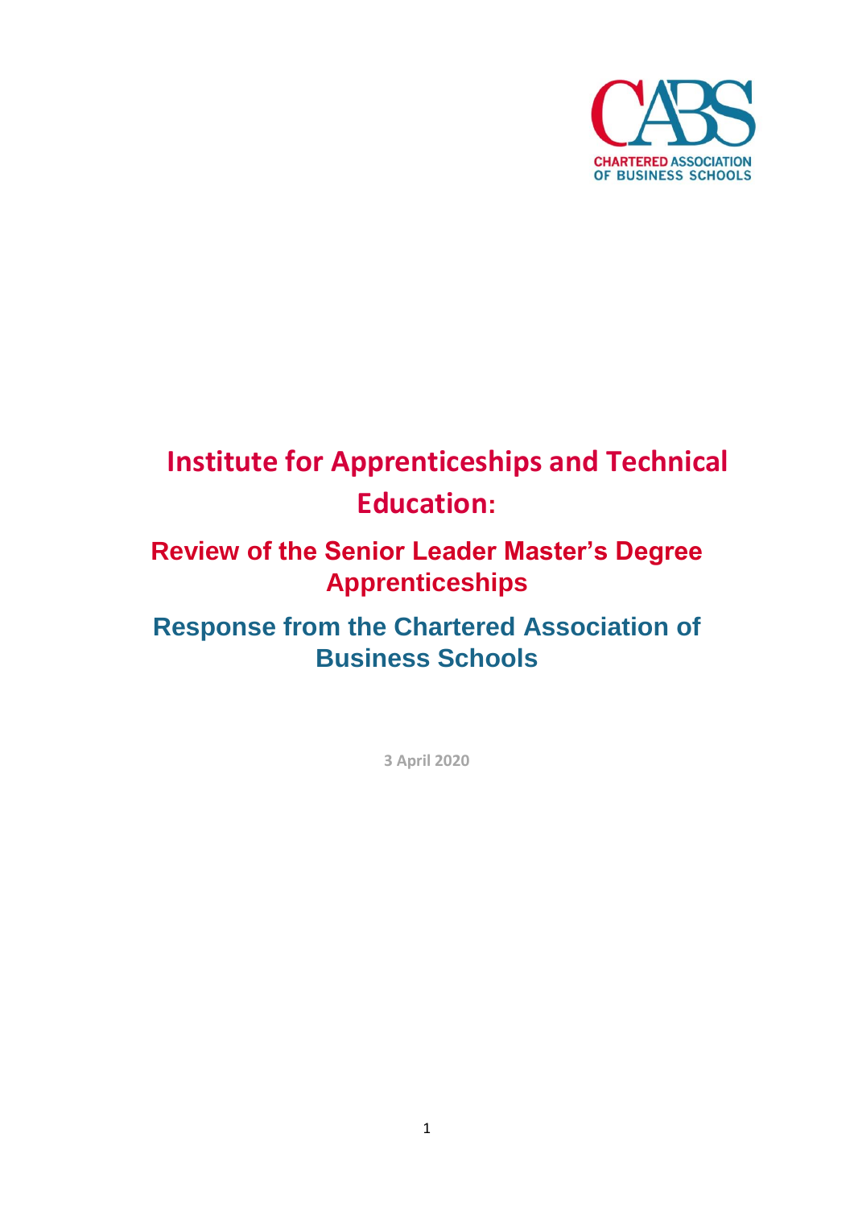CHARTERED ASSOCIATION OF BUSINESS SCHOOLS

# Institute for Apprenticeships and Technical Education:

## Review of the Senior Leader Master's Degree Apprenticeships

## Response from the Chartered Association of Business Schools

**3 April 2020**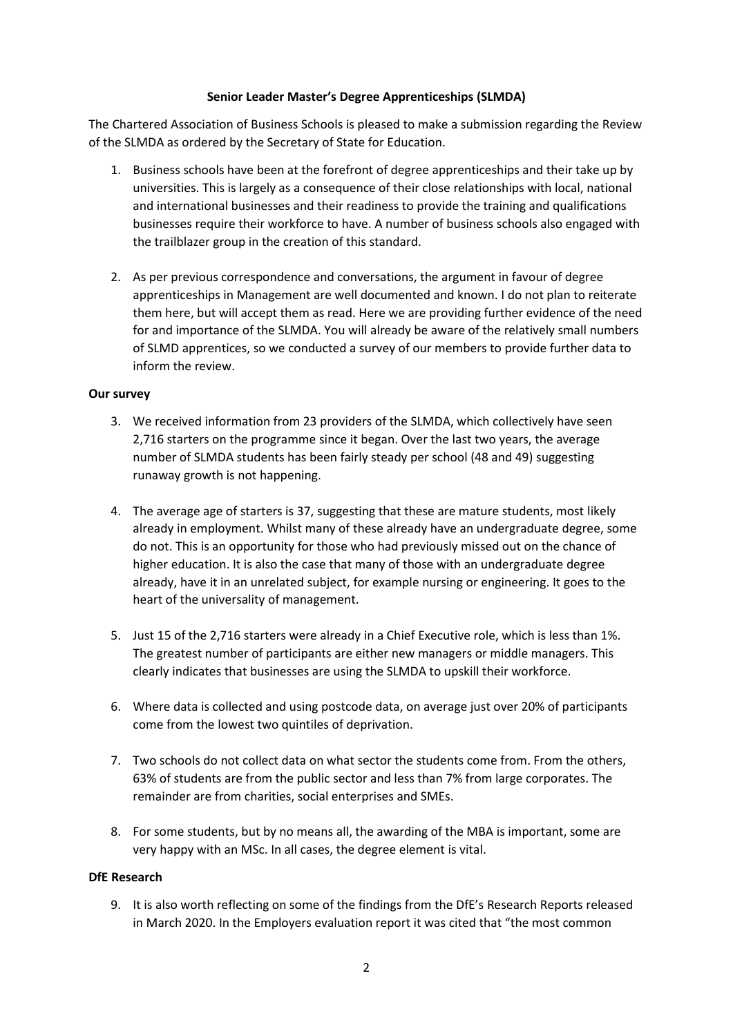**Senior Leader Master's Degree Apprenticeships (SLMDA)**

The Chartered Association of Business Schools is pleased to make a submission regarding the Review of the SLMDA as ordered by the Secretary of State for Education.

1. Business schools have been at the forefront of degree apprenticeships and their take up by universities. This is largely as a consequence of their close relationships with local, national and international businesses and their readiness to provide the training and qualifications businesses require their workforce to have. A number of business schools also engaged with the trailblazer group in the creation of this standard.

2. As per previous correspondence and conversations, the argument in favour of degree apprenticeships in Management are well documented and known. I do not plan to reiterate them here, but will accept them as read. Here we are providing further evidence of the need for and importance of the SLMDA. You will already be aware of the relatively small numbers of SLMD apprentices, so we conducted a survey of our members to provide further data to inform the review.

**Our survey**

3. We received information from 23 providers of the SLMDA, which collectively have seen 2,716 starters on the programme since it began. Over the last two years, the average number of SLMDA students has been fairly steady per school (48 and 49) suggesting runaway growth is not happening.

4. The average age of starters is 37, suggesting that these are mature students, most likely already in employment. Whilst many of these already have an undergraduate degree, some do not. This is an opportunity for those who had previously missed out on the chance of higher education. It is also the case that many of those with an undergraduate degree already, have it in an unrelated subject, for example nursing or engineering. It goes to the heart of the universality of management.

5. Just 15 of the 2,716 starters were already in a Chief Executive role, which is less than 1%. The greatest number of participants are either new managers or middle managers. This clearly indicates that businesses are using the SLMDA to upskill their workforce.

6. Where data is collected and using postcode data, on average just over 20% of participants come from the lowest two quintiles of deprivation.

7. Two schools do not collect data on what sector the students come from. From the others, 63% of students are from the public sector and less than 7% from large corporates. The remainder are from charities, social enterprises and SMEs.

8. For some students, but by no means all, the awarding of the MBA is important, some are very happy with an MSc. In all cases, the degree element is vital.

**DfE Research**

9. It is also worth reflecting on some of the findings from the DfE's Research Reports released in March 2020. In the Employers evaluation report it was cited that "the most common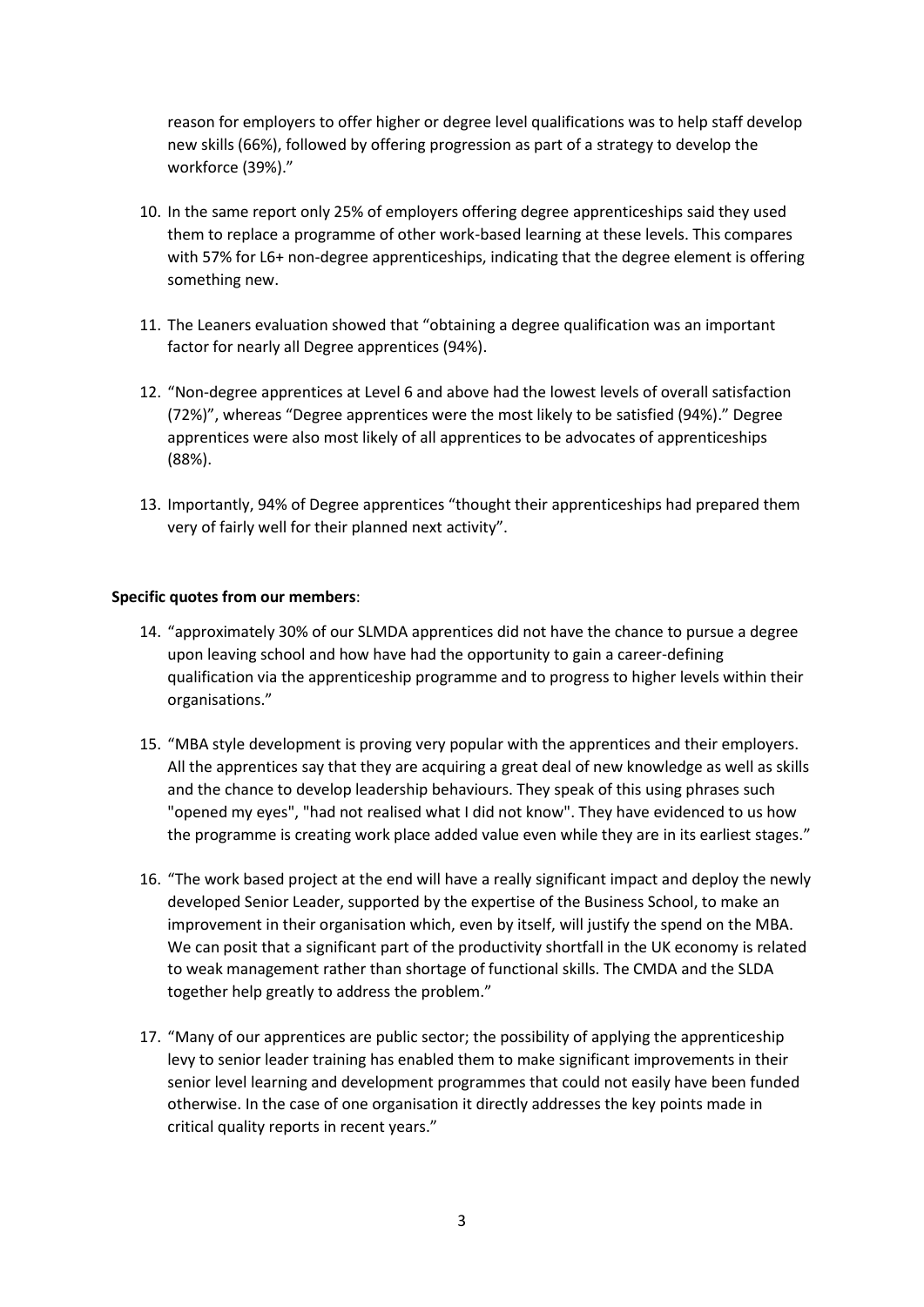reason for employers to offer higher or degree level qualifications was to help staff develop new skills (66%), followed by offering progression as part of a strategy to develop the workforce (39%)."

10. In the same report only 25% of employers offering degree apprenticeships said they used them to replace a programme of other work-based learning at these levels. This compares with 57% for L6+ non-degree apprenticeships, indicating that the degree element is offering something new.

11. The Leaners evaluation showed that "obtaining a degree qualification was an important factor for nearly all Degree apprentices (94%).

12. "Non-degree apprentices at Level 6 and above had the lowest levels of overall satisfaction (72%)", whereas "Degree apprentices were the most likely to be satisfied (94%)." Degree apprentices were also most likely of all apprentices to be advocates of apprenticeships (88%).

13. Importantly, 94% of Degree apprentices "thought their apprenticeships had prepared them very of fairly well for their planned next activity".

**Specific quotes from our members**:

14. "approximately 30% of our SLMDA apprentices did not have the chance to pursue a degree upon leaving school and how have had the opportunity to gain a career-defining qualification via the apprenticeship programme and to progress to higher levels within their organisations."

15. "MBA style development is proving very popular with the apprentices and their employers. All the apprentices say that they are acquiring a great deal of new knowledge as well as skills and the chance to develop leadership behaviours. They speak of this using phrases such "opened my eyes", "had not realised what I did not know". They have evidenced to us how the programme is creating work place added value even while they are in its earliest stages."

16. "The work based project at the end will have a really significant impact and deploy the newly developed Senior Leader, supported by the expertise of the Business School, to make an improvement in their organisation which, even by itself, will justify the spend on the MBA. We can posit that a significant part of the productivity shortfall in the UK economy is related to weak management rather than shortage of functional skills. The CMDA and the SLDA together help greatly to address the problem."

17. "Many of our apprentices are public sector; the possibility of applying the apprenticeship levy to senior leader training has enabled them to make significant improvements in their senior level learning and development programmes that could not easily have been funded otherwise. In the case of one organisation it directly addresses the key points made in critical quality reports in recent years."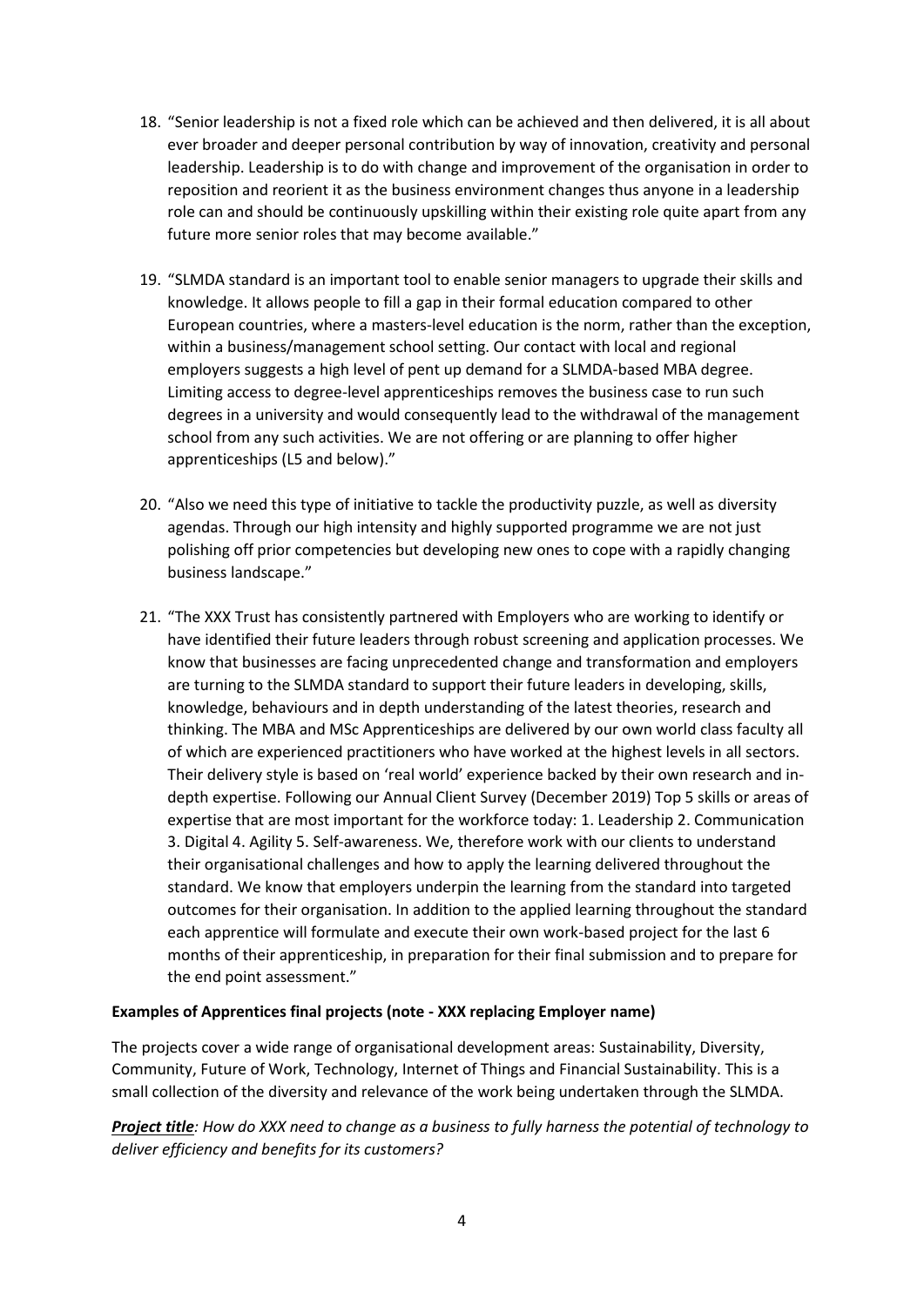18. "Senior leadership is not a fixed role which can be achieved and then delivered, it is all about ever broader and deeper personal contribution by way of innovation, creativity and personal leadership. Leadership is to do with change and improvement of the organisation in order to reposition and reorient it as the business environment changes thus anyone in a leadership role can and should be continuously upskilling within their existing role quite apart from any future more senior roles that may become available."

19. "SLMDA standard is an important tool to enable senior managers to upgrade their skills and knowledge. It allows people to fill a gap in their formal education compared to other European countries, where a masters-level education is the norm, rather than the exception, within a business/management school setting. Our contact with local and regional employers suggests a high level of pent up demand for a SLMDA-based MBA degree. Limiting access to degree-level apprenticeships removes the business case to run such degrees in a university and would consequently lead to the withdrawal of the management school from any such activities. We are not offering or are planning to offer higher apprenticeships (L5 and below)."

20. "Also we need this type of initiative to tackle the productivity puzzle, as well as diversity agendas. Through our high intensity and highly supported programme we are not just polishing off prior competencies but developing new ones to cope with a rapidly changing business landscape."

21. "The XXX Trust has consistently partnered with Employers who are working to identify or have identified their future leaders through robust screening and application processes. We know that businesses are facing unprecedented change and transformation and employers are turning to the SLMDA standard to support their future leaders in developing, skills, knowledge, behaviours and in depth understanding of the latest theories, research and thinking. The MBA and MSc Apprenticeships are delivered by our own world class faculty all of which are experienced practitioners who have worked at the highest levels in all sectors. Their delivery style is based on 'real world' experience backed by their own research and in-depth expertise. Following our Annual Client Survey (December 2019) Top 5 skills or areas of expertise that are most important for the workforce today: 1. Leadership 2. Communication 3. Digital 4. Agility 5. Self-awareness. We, therefore work with our clients to understand their organisational challenges and how to apply the learning delivered throughout the standard. We know that employers underpin the learning from the standard into targeted outcomes for their organisation. In addition to the applied learning throughout the standard each apprentice will formulate and execute their own work-based project for the last 6 months of their apprenticeship, in preparation for their final submission and to prepare for the end point assessment."

**Examples of Apprentices final projects (note - XXX replacing Employer name)**

The projects cover a wide range of organisational development areas: Sustainability, Diversity, Community, Future of Work, Technology, Internet of Things and Financial Sustainability. This is a small collection of the diversity and relevance of the work being undertaken through the SLMDA.

***Project title**: How do XXX need to change as a business to fully harness the potential of technology to deliver efficiency and benefits for its customers?*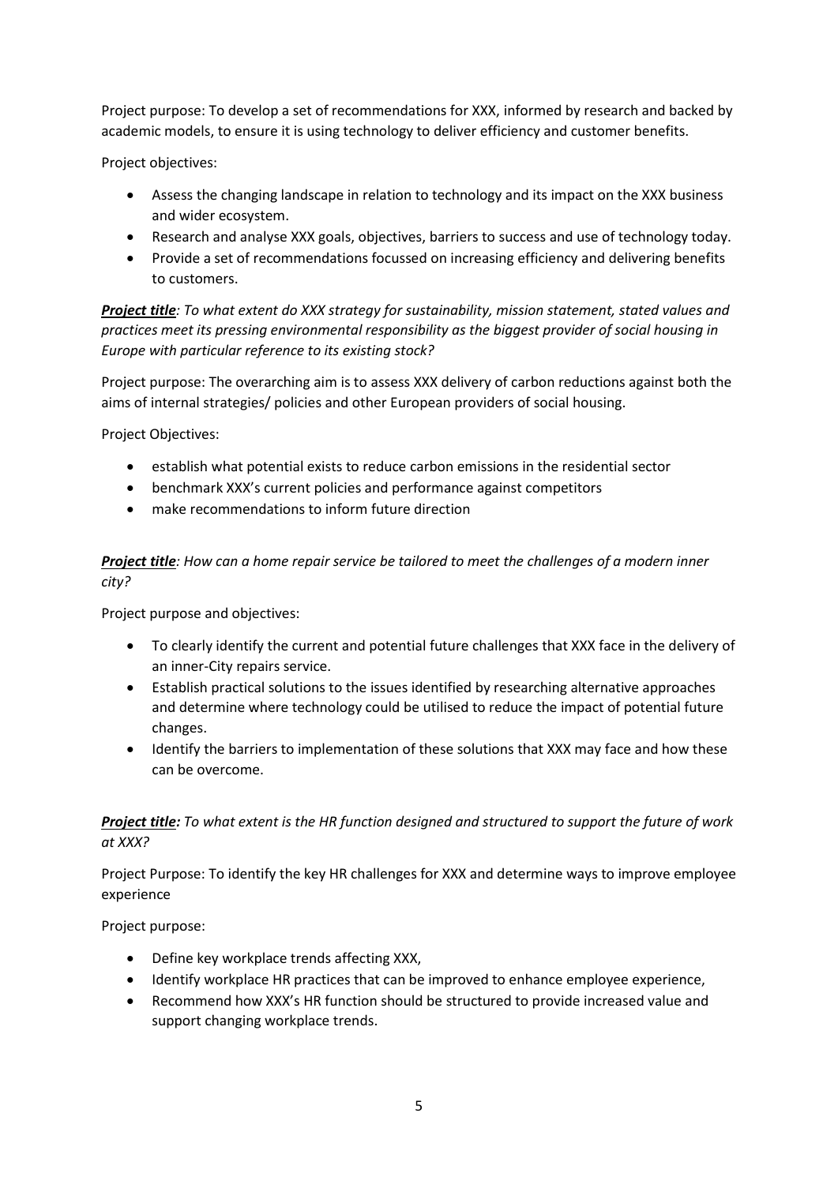Project purpose: To develop a set of recommendations for XXX, informed by research and backed by academic models, to ensure it is using technology to deliver efficiency and customer benefits.

Project objectives:

- Assess the changing landscape in relation to technology and its impact on the XXX business and wider ecosystem.
- Research and analyse XXX goals, objectives, barriers to success and use of technology today.
- Provide a set of recommendations focussed on increasing efficiency and delivering benefits to customers.

***Project title****: To what extent do XXX strategy for sustainability, mission statement, stated values and practices meet its pressing environmental responsibility as the biggest provider of social housing in Europe with particular reference to its existing stock?*

Project purpose: The overarching aim is to assess XXX delivery of carbon reductions against both the aims of internal strategies/ policies and other European providers of social housing.

Project Objectives:

- establish what potential exists to reduce carbon emissions in the residential sector
- benchmark XXX's current policies and performance against competitors
- make recommendations to inform future direction

***Project title****: How can a home repair service be tailored to meet the challenges of a modern inner city?*

Project purpose and objectives:

- To clearly identify the current and potential future challenges that XXX face in the delivery of an inner-City repairs service.
- Establish practical solutions to the issues identified by researching alternative approaches and determine where technology could be utilised to reduce the impact of potential future changes.
- Identify the barriers to implementation of these solutions that XXX may face and how these can be overcome.

***Project title:*** *To what extent is the HR function designed and structured to support the future of work at XXX?*

Project Purpose: To identify the key HR challenges for XXX and determine ways to improve employee experience

Project purpose:

- Define key workplace trends affecting XXX,
- Identify workplace HR practices that can be improved to enhance employee experience,
- Recommend how XXX's HR function should be structured to provide increased value and support changing workplace trends.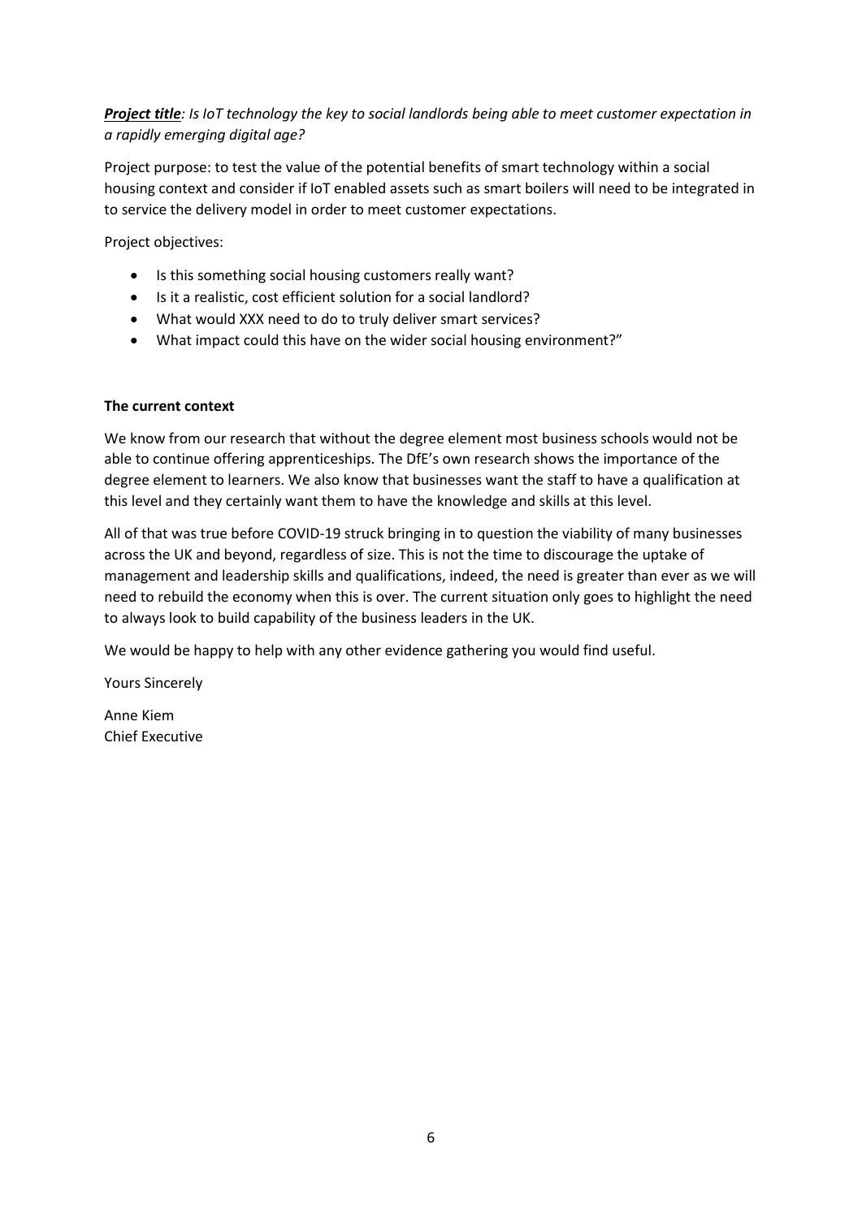***Project title**: Is IoT technology the key to social landlords being able to meet customer expectation in a rapidly emerging digital age?*

Project purpose: to test the value of the potential benefits of smart technology within a social housing context and consider if IoT enabled assets such as smart boilers will need to be integrated in to service the delivery model in order to meet customer expectations.

Project objectives:

- Is this something social housing customers really want?
- Is it a realistic, cost efficient solution for a social landlord?
- What would XXX need to do to truly deliver smart services?
- What impact could this have on the wider social housing environment?"

**The current context**

We know from our research that without the degree element most business schools would not be able to continue offering apprenticeships. The DfE's own research shows the importance of the degree element to learners. We also know that businesses want the staff to have a qualification at this level and they certainly want them to have the knowledge and skills at this level.

All of that was true before COVID-19 struck bringing in to question the viability of many businesses across the UK and beyond, regardless of size. This is not the time to discourage the uptake of management and leadership skills and qualifications, indeed, the need is greater than ever as we will need to rebuild the economy when this is over. The current situation only goes to highlight the need to always look to build capability of the business leaders in the UK.

We would be happy to help with any other evidence gathering you would find useful.

Yours Sincerely

Anne Kiem
Chief Executive